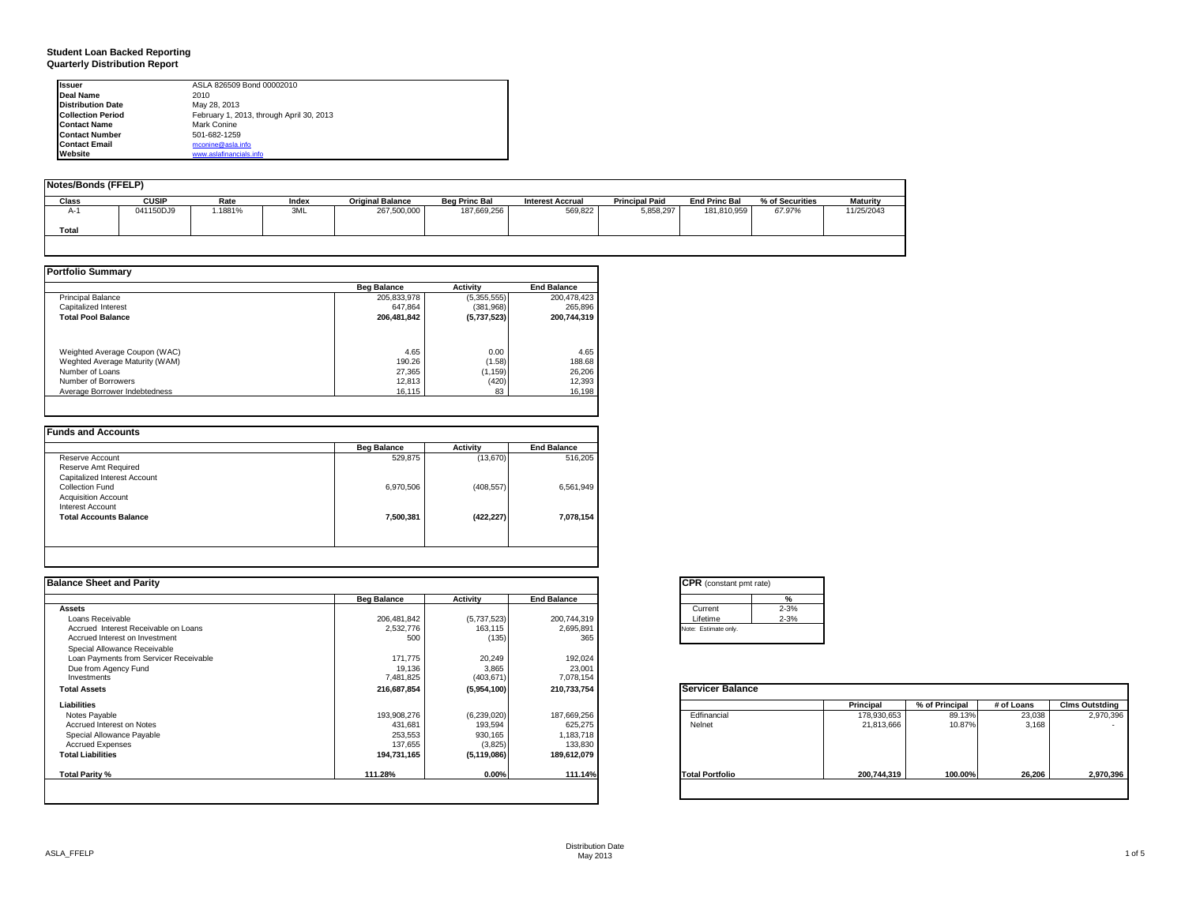# Student Loan Backed Reporting
## Quarterly Distribution Report

| | |
|---|---|
| **Issuer** | ASLA 826509 Bond 00002010 |
| **Deal Name** | 2010 |
| **Distribution Date** | May 28, 2013 |
| **Collection Period** | February 1, 2013, through April 30, 2013 |
| **Contact Name** | Mark Conine |
| **Contact Number** | 501-682-1259 |
| **Contact Email** | mconine@asla.info |
| **Website** | www.aslafinancials.info |

### Notes/Bonds (FFELP)

| Class | CUSIP | Rate | Index | Original Balance | Beg Princ Bal | Interest Accrual | Principal Paid | End Princ Bal | % of Securities | Maturity |
|---|---|---|---|---|---|---|---|---|---|---|
| A-1 | 041150DJ9 | 1.1881% | 3ML | 267,500,000 | 187,669,256 | 569,822 | 5,858,297 | 181,810,959 | 67.97% | 11/25/2043 |
| **Total** | | | | | | | | | | |

### Portfolio Summary

| | Beg Balance | Activity | End Balance |
|---|---|---|---|
| Principal Balance | 205,833,978 | (5,355,555) | 200,478,423 |
| Capitalized Interest | 647,864 | (381,968) | 265,896 |
| **Total Pool Balance** | **206,481,842** | **(5,737,523)** | **200,744,319** |
| Weighted Average Coupon (WAC) | 4.65 | 0.00 | 4.65 |
| Weghted Average Maturity (WAM) | 190.26 | (1.58) | 188.68 |
| Number of Loans | 27,365 | (1,159) | 26,206 |
| Number of Borrowers | 12,813 | (420) | 12,393 |
| Average Borrower Indebtedness | 16,115 | 83 | 16,198 |

### Funds and Accounts

| | Beg Balance | Activity | End Balance |
|---|---|---|---|
| Reserve Account | 529,875 | (13,670) | 516,205 |
| Reserve Amt Required | | | |
| Capitalized Interest Account | | | |
| Collection Fund | 6,970,506 | (408,557) | 6,561,949 |
| Acquisition Account | | | |
| Interest Account | | | |
| **Total Accounts Balance** | **7,500,381** | **(422,227)** | **7,078,154** |

### Balance Sheet and Parity

| | Beg Balance | Activity | End Balance |
|---|---|---|---|
| **Assets** | | | |
| Loans Receivable | 206,481,842 | (5,737,523) | 200,744,319 |
| Accrued Interest Receivable on Loans | 2,532,776 | 163,115 | 2,695,891 |
| Accrued Interest on Investment | 500 | (135) | 365 |
| Special Allowance Receivable | | | |
| Loan Payments from Servicer Receivable | 171,775 | 20,249 | 192,024 |
| Due from Agency Fund | 19,136 | 3,865 | 23,001 |
| Investments | 7,481,825 | (403,671) | 7,078,154 |
| **Total Assets** | **216,687,854** | **(5,954,100)** | **210,733,754** |
| **Liabilities** | | | |
| Notes Payable | 193,908,276 | (6,239,020) | 187,669,256 |
| Accrued Interest on Notes | 431,681 | 193,594 | 625,275 |
| Special Allowance Payable | 253,553 | 930,165 | 1,183,718 |
| Accrued Expenses | 137,655 | (3,825) | 133,830 |
| **Total Liabilities** | **194,731,165** | **(5,119,086)** | **189,612,079** |
| **Total Parity %** | **111.28%** | **0.00%** | **111.14%** |

### CPR (constant pmt rate)

| | % |
|---|---|
| Current | 2-3% |
| Lifetime | 2-3% |

Note: Estimate only.

### Servicer Balance

| | Principal | % of Principal | # of Loans | Clms Outstding |
|---|---|---|---|---|
| Edfinancial | 178,930,653 | 89.13% | 23,038 | 2,970,396 |
| Nelnet | 21,813,666 | 10.87% | 3,168 | - |
| **Total Portfolio** | **200,744,319** | **100.00%** | **26,206** | **2,970,396** |

Distribution Date May 2013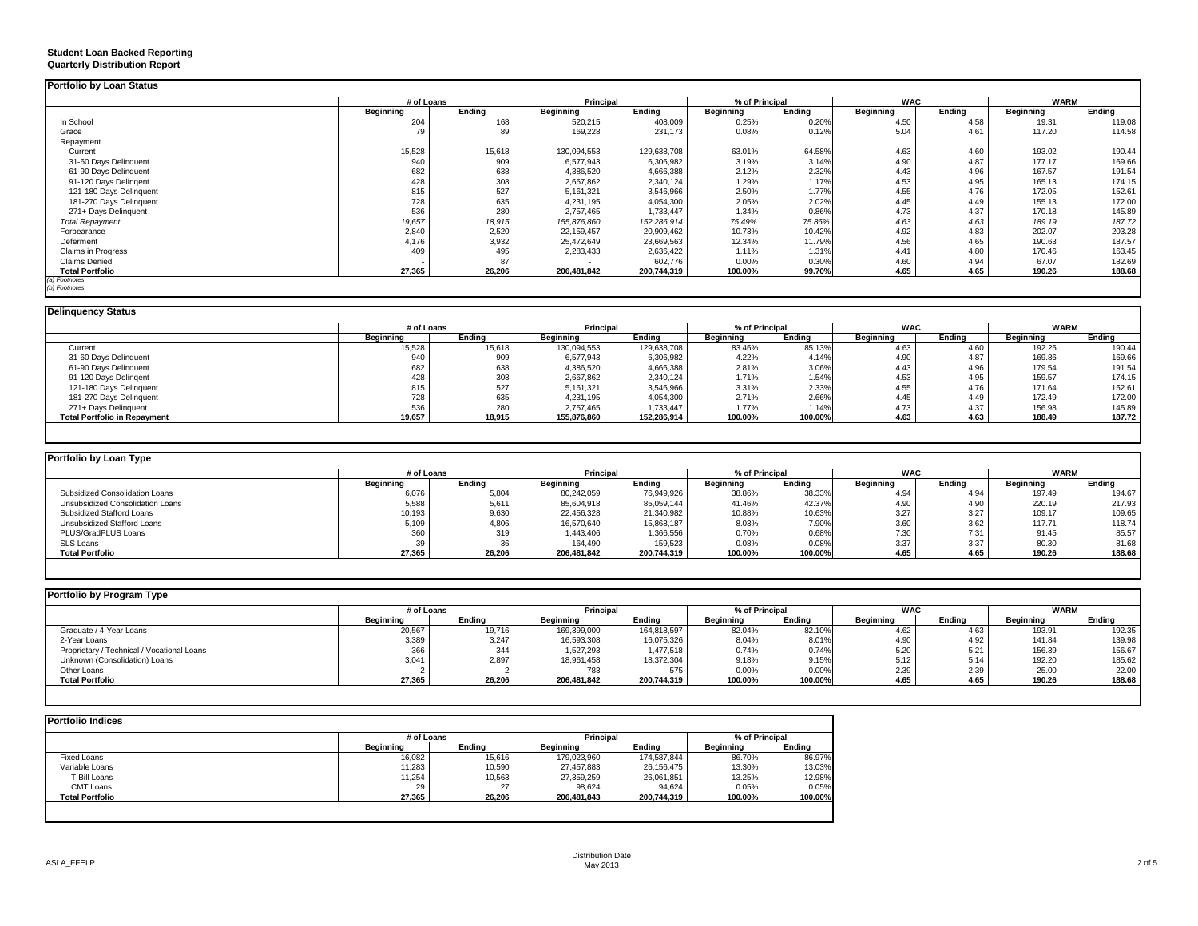**Student Loan Backed Reporting**
**Quarterly Distribution Report**

## Portfolio by Loan Status

| | # of Loans | | Principal | | % of Principal | | WAC | | WARM | |
|---|---|---|---|---|---|---|---|---|---|---|
| | Beginning | Ending | Beginning | Ending | Beginning | Ending | Beginning | Ending | Beginning | Ending |
| In School | 204 | 168 | 520,215 | 408,009 | 0.25% | 0.20% | 4.50 | 4.58 | 19.31 | 119.08 |
| Grace | 79 | 89 | 169,228 | 231,173 | 0.08% | 0.12% | 5.04 | 4.61 | 117.20 | 114.58 |
| Repayment | | | | | | | | | | |
| Current | 15,528 | 15,618 | 130,094,553 | 129,638,708 | 63.01% | 64.58% | 4.63 | 4.60 | 193.02 | 190.44 |
| 31-60 Days Delinquent | 940 | 909 | 6,577,943 | 6,306,982 | 3.19% | 3.14% | 4.90 | 4.87 | 177.17 | 169.66 |
| 61-90 Days Delinquent | 682 | 638 | 4,386,520 | 4,666,388 | 2.12% | 2.32% | 4.43 | 4.96 | 167.57 | 191.54 |
| 91-120 Days Delingent | 428 | 308 | 2,667,862 | 2,340,124 | 1.29% | 1.17% | 4.53 | 4.95 | 165.13 | 174.15 |
| 121-180 Days Delinquent | 815 | 527 | 5,161,321 | 3,546,966 | 2.50% | 1.77% | 4.55 | 4.76 | 172.05 | 152.61 |
| 181-270 Days Delinquent | 728 | 635 | 4,231,195 | 4,054,300 | 2.05% | 2.02% | 4.45 | 4.49 | 155.13 | 172.00 |
| 271+ Days Delinquent | 536 | 280 | 2,757,465 | 1,733,447 | 1.34% | 0.86% | 4.73 | 4.37 | 170.18 | 145.89 |
| *Total Repayment* | *19,657* | *18,915* | *155,876,860* | *152,286,914* | *75.49%* | *75.86%* | *4.63* | *4.63* | *189.19* | *187.72* |
| Forbearance | 2,840 | 2,520 | 22,159,457 | 20,909,462 | 10.73% | 10.42% | 4.92 | 4.83 | 202.07 | 203.28 |
| Deferment | 4,176 | 3,932 | 25,472,649 | 23,669,563 | 12.34% | 11.79% | 4.56 | 4.65 | 190.63 | 187.57 |
| Claims in Progress | 409 | 495 | 2,283,433 | 2,636,422 | 1.11% | 1.31% | 4.41 | 4.80 | 170.46 | 163.45 |
| Claims Denied | - | 87 | - | 602,776 | 0.00% | 0.30% | 4.60 | 4.94 | 67.07 | 182.69 |
| **Total Portfolio** | **27,365** | **26,206** | **206,481,842** | **200,744,319** | **100.00%** | **99.70%** | **4.65** | **4.65** | **190.26** | **188.68** |

*(a) Footnotes*
*(b) Footnotes*

## Delinquency Status

| | # of Loans | | Principal | | % of Principal | | WAC | | WARM | |
|---|---|---|---|---|---|---|---|---|---|---|
| | Beginning | Ending | Beginning | Ending | Beginning | Ending | Beginning | Ending | Beginning | Ending |
| Current | 15,528 | 15,618 | 130,094,553 | 129,638,708 | 83.46% | 85.13% | 4.63 | 4.60 | 192.25 | 190.44 |
| 31-60 Days Delinquent | 940 | 909 | 6,577,943 | 6,306,982 | 4.22% | 4.14% | 4.90 | 4.87 | 169.86 | 169.66 |
| 61-90 Days Delinquent | 682 | 638 | 4,386,520 | 4,666,388 | 2.81% | 3.06% | 4.43 | 4.96 | 179.54 | 191.54 |
| 91-120 Days Delingent | 428 | 308 | 2,667,862 | 2,340,124 | 1.71% | 1.54% | 4.53 | 4.95 | 159.57 | 174.15 |
| 121-180 Days Delinquent | 815 | 527 | 5,161,321 | 3,546,966 | 3.31% | 2.33% | 4.55 | 4.76 | 171.64 | 152.61 |
| 181-270 Days Delinquent | 728 | 635 | 4,231,195 | 4,054,300 | 2.71% | 2.66% | 4.45 | 4.49 | 172.49 | 172.00 |
| 271+ Days Delinquent | 536 | 280 | 2,757,465 | 1,733,447 | 1.77% | 1.14% | 4.73 | 4.37 | 156.98 | 145.89 |
| **Total Portfolio in Repayment** | **19,657** | **18,915** | **155,876,860** | **152,286,914** | **100.00%** | **100.00%** | **4.63** | **4.63** | **188.49** | **187.72** |

## Portfolio by Loan Type

| | # of Loans | | Principal | | % of Principal | | WAC | | WARM | |
|---|---|---|---|---|---|---|---|---|---|---|
| | Beginning | Ending | Beginning | Ending | Beginning | Ending | Beginning | Ending | Beginning | Ending |
| Subsidized Consolidation Loans | 6,076 | 5,804 | 80,242,059 | 76,949,926 | 38.86% | 38.33% | 4.94 | 4.94 | 197.49 | 194.67 |
| Unsubsidized Consolidation Loans | 5,588 | 5,611 | 85,604,918 | 85,059,144 | 41.46% | 42.37% | 4.90 | 4.90 | 220.19 | 217.93 |
| Subsidized Stafford Loans | 10,193 | 9,630 | 22,456,328 | 21,340,982 | 10.88% | 10.63% | 3.27 | 3.27 | 109.17 | 109.65 |
| Unsubsidized Stafford Loans | 5,109 | 4,806 | 16,570,640 | 15,868,187 | 8.03% | 7.90% | 3.60 | 3.62 | 117.71 | 118.74 |
| PLUS/GradPLUS Loans | 360 | 319 | 1,443,406 | 1,366,556 | 0.70% | 0.68% | 7.30 | 7.31 | 91.45 | 85.57 |
| SLS Loans | 39 | 36 | 164,490 | 159,523 | 0.08% | 0.08% | 3.37 | 3.37 | 80.30 | 81.68 |
| **Total Portfolio** | **27,365** | **26,206** | **206,481,842** | **200,744,319** | **100.00%** | **100.00%** | **4.65** | **4.65** | **190.26** | **188.68** |

## Portfolio by Program Type

| | # of Loans | | Principal | | % of Principal | | WAC | | WARM | |
|---|---|---|---|---|---|---|---|---|---|---|
| | Beginning | Ending | Beginning | Ending | Beginning | Ending | Beginning | Ending | Beginning | Ending |
| Graduate / 4-Year Loans | 20,567 | 19,716 | 169,399,000 | 164,818,597 | 82.04% | 82.10% | 4.62 | 4.63 | 193.91 | 192.35 |
| 2-Year Loans | 3,389 | 3,247 | 16,593,308 | 16,075,326 | 8.04% | 8.01% | 4.90 | 4.92 | 141.84 | 139.98 |
| Proprietary / Technical / Vocational Loans | 366 | 344 | 1,527,293 | 1,477,518 | 0.74% | 0.74% | 5.20 | 5.21 | 156.39 | 156.67 |
| Unknown (Consolidation) Loans | 3,041 | 2,897 | 18,961,458 | 18,372,304 | 9.18% | 9.15% | 5.12 | 5.14 | 192.20 | 185.62 |
| Other Loans | 2 | 2 | 783 | 575 | 0.00% | 0.00% | 2.39 | 2.39 | 25.00 | 22.00 |
| **Total Portfolio** | **27,365** | **26,206** | **206,481,842** | **200,744,319** | **100.00%** | **100.00%** | **4.65** | **4.65** | **190.26** | **188.68** |

## Portfolio Indices

| | # of Loans | | Principal | | % of Principal | |
|---|---|---|---|---|---|---|
| | Beginning | Ending | Beginning | Ending | Beginning | Ending |
| Fixed Loans | 16,082 | 15,616 | 179,023,960 | 174,587,844 | 86.70% | 86.97% |
| Variable Loans | 11,283 | 10,590 | 27,457,883 | 26,156,475 | 13.30% | 13.03% |
| T-Bill Loans | 11,254 | 10,563 | 27,359,259 | 26,061,851 | 13.25% | 12.98% |
| CMT Loans | 29 | 27 | 98,624 | 94,624 | 0.05% | 0.05% |
| **Total Portfolio** | **27,365** | **26,206** | **206,481,843** | **200,744,319** | **100.00%** | **100.00%** |

ASLA_FFELP

Distribution Date
May 2013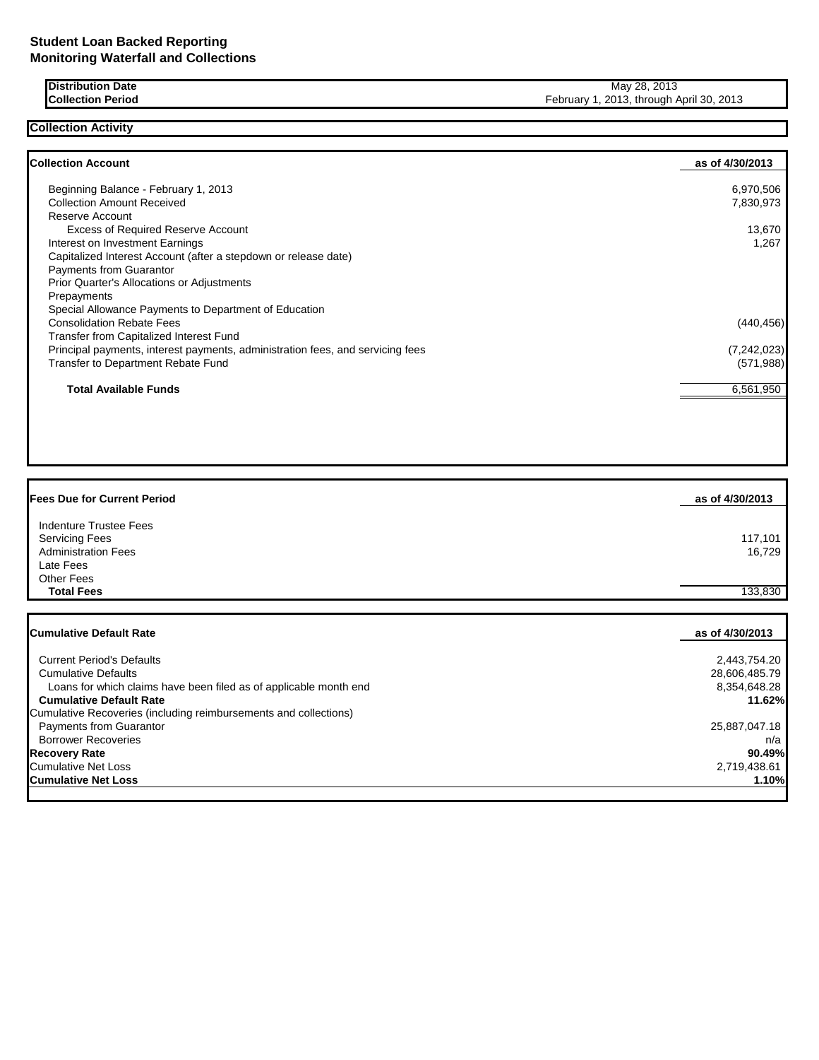**Student Loan Backed Reporting**
**Monitoring Waterfall and Collections**

| | |
|---|---|
| **Distribution Date** | May 28, 2013 |
| **Collection Period** | February 1, 2013, through April 30, 2013 |

## Collection Activity

| **Collection Account** | **as of 4/30/2013** |
|---|---|
| Beginning Balance - February 1, 2013 | 6,970,506 |
| Collection Amount Received | 7,830,973 |
| Reserve Account | |
| Excess of Required Reserve Account | 13,670 |
| Interest on Investment Earnings | 1,267 |
| Capitalized Interest Account (after a stepdown or release date) | |
| Payments from Guarantor | |
| Prior Quarter's Allocations or Adjustments | |
| Prepayments | |
| Special Allowance Payments to Department of Education | |
| Consolidation Rebate Fees | (440,456) |
| Transfer from Capitalized Interest Fund | |
| Principal payments, interest payments, administration fees, and servicing fees | (7,242,023) |
| Transfer to Department Rebate Fund | (571,988) |
| **Total Available Funds** | 6,561,950 |

| **Fees Due for Current Period** | **as of 4/30/2013** |
|---|---|
| Indenture Trustee Fees | |
| Servicing Fees | 117,101 |
| Administration Fees | 16,729 |
| Late Fees | |
| Other Fees | |
| **Total Fees** | 133,830 |

| **Cumulative Default Rate** | **as of 4/30/2013** |
|---|---|
| Current Period's Defaults | 2,443,754.20 |
| Cumulative Defaults | 28,606,485.79 |
| Loans for which claims have been filed as of applicable month end | 8,354,648.28 |
| **Cumulative Default Rate** | **11.62%** |
| Cumulative Recoveries (including reimbursements and collections) | |
| Payments from Guarantor | 25,887,047.18 |
| Borrower Recoveries | n/a |
| **Recovery Rate** | **90.49%** |
| Cumulative Net Loss | 2,719,438.61 |
| **Cumulative Net Loss** | **1.10%** |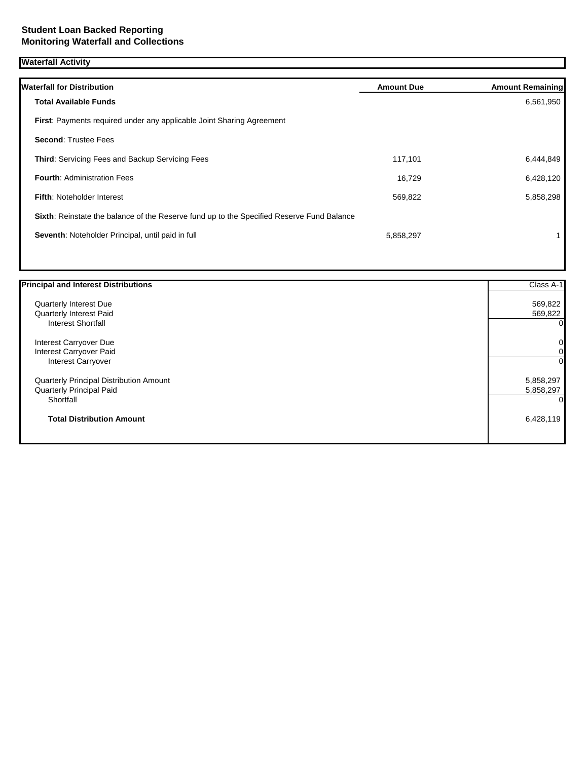## Student Loan Backed Reporting
## Monitoring Waterfall and Collections

### Waterfall Activity

| Waterfall for Distribution | Amount Due | Amount Remaining |
|---|---|---|
| **Total Available Funds** | | 6,561,950 |
| **First**: Payments required under any applicable Joint Sharing Agreement | | |
| **Second**: Trustee Fees | | |
| **Third**: Servicing Fees and Backup Servicing Fees | 117,101 | 6,444,849 |
| **Fourth**: Administration Fees | 16,729 | 6,428,120 |
| **Fifth**: Noteholder Interest | 569,822 | 5,858,298 |
| **Sixth**: Reinstate the balance of the Reserve fund up to the Specified Reserve Fund Balance | | |
| **Seventh**: Noteholder Principal, until paid in full | 5,858,297 | 1 |

| Principal and Interest Distributions | Class A-1 |
|---|---|
| Quarterly Interest Due | 569,822 |
| Quarterly Interest Paid | 569,822 |
| Interest Shortfall | 0 |
| Interest Carryover Due | 0 |
| Interest Carryover Paid | 0 |
| Interest Carryover | 0 |
| Quarterly Principal Distribution Amount | 5,858,297 |
| Quarterly Principal Paid | 5,858,297 |
| Shortfall | 0 |
| **Total Distribution Amount** | 6,428,119 |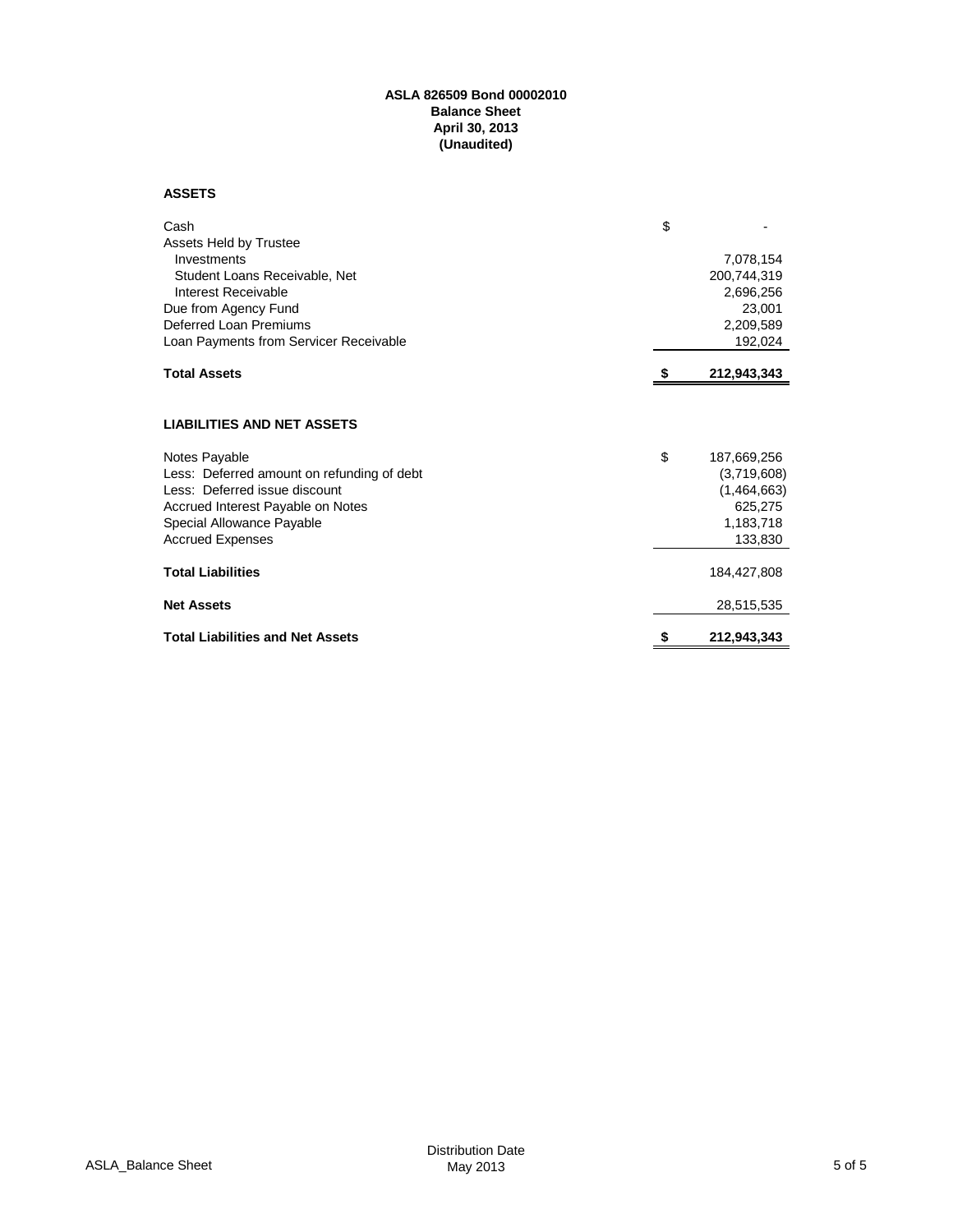**ASLA 826509 Bond 00002010**
**Balance Sheet**
**April 30, 2013**
**(Unaudited)**

**ASSETS**

| | | |
|---|---|---|
| Cash | $ | - |
| Assets Held by Trustee | | |
| Investments | | 7,078,154 |
| Student Loans Receivable, Net | | 200,744,319 |
| Interest Receivable | | 2,696,256 |
| Due from Agency Fund | | 23,001 |
| Deferred Loan Premiums | | 2,209,589 |
| Loan Payments from Servicer Receivable | | 192,024 |
| **Total Assets** | **$** | **212,943,343** |

**LIABILITIES AND NET ASSETS**

| | | |
|---|---|---|
| Notes Payable | $ | 187,669,256 |
| Less: Deferred amount on refunding of debt | | (3,719,608) |
| Less: Deferred issue discount | | (1,464,663) |
| Accrued Interest Payable on Notes | | 625,275 |
| Special Allowance Payable | | 1,183,718 |
| Accrued Expenses | | 133,830 |
| **Total Liabilities** | | 184,427,808 |
| **Net Assets** | | 28,515,535 |
| **Total Liabilities and Net Assets** | **$** | **212,943,343** |

ASLA_Balance Sheet

Distribution Date
May 2013